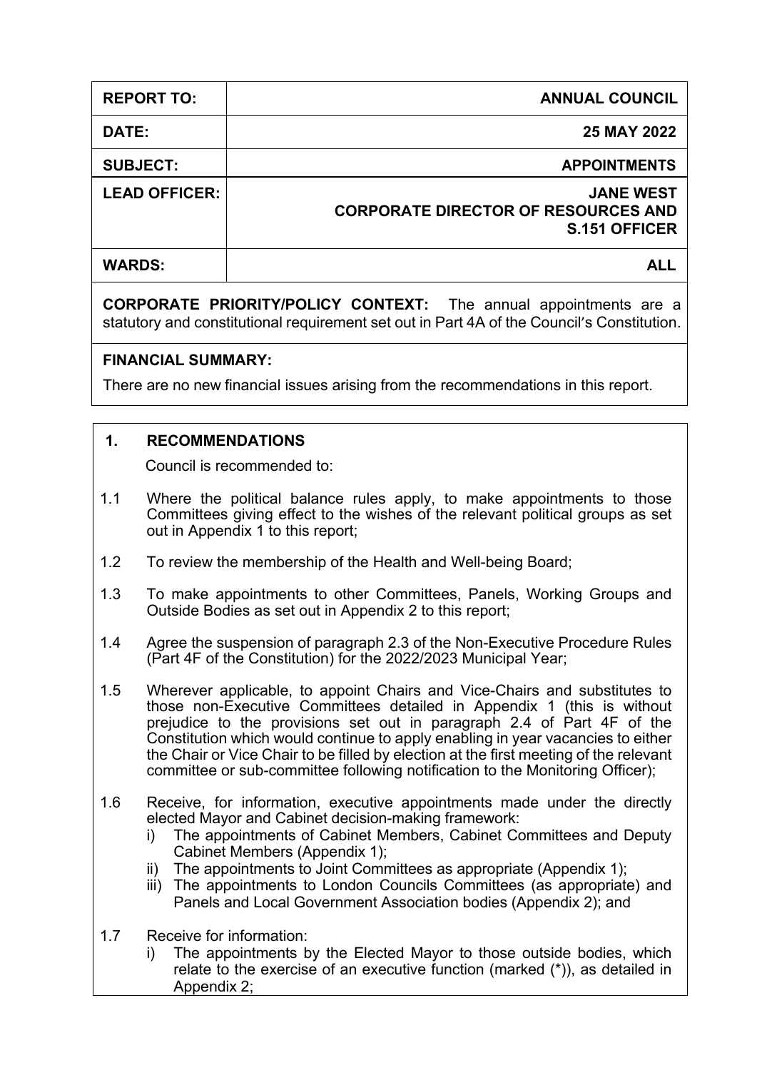| REPORT TO: | ANNUAL COUNCIL |
|---|---|
| DATE: | 25 MAY 2022 |
| SUBJECT: | APPOINTMENTS |
| LEAD OFFICER: | JANE WEST<br>CORPORATE DIRECTOR OF RESOURCES AND S.151 OFFICER |
| WARDS: | ALL |

**CORPORATE PRIORITY/POLICY CONTEXT:** The annual appointments are a statutory and constitutional requirement set out in Part 4A of the Council's Constitution.

**FINANCIAL SUMMARY:**

There are no new financial issues arising from the recommendations in this report.

## 1. RECOMMENDATIONS

Council is recommended to:

1.1 Where the political balance rules apply, to make appointments to those Committees giving effect to the wishes of the relevant political groups as set out in Appendix 1 to this report;

1.2 To review the membership of the Health and Well-being Board;

1.3 To make appointments to other Committees, Panels, Working Groups and Outside Bodies as set out in Appendix 2 to this report;

1.4 Agree the suspension of paragraph 2.3 of the Non-Executive Procedure Rules (Part 4F of the Constitution) for the 2022/2023 Municipal Year;

1.5 Wherever applicable, to appoint Chairs and Vice-Chairs and substitutes to those non-Executive Committees detailed in Appendix 1 (this is without prejudice to the provisions set out in paragraph 2.4 of Part 4F of the Constitution which would continue to apply enabling in year vacancies to either the Chair or Vice Chair to be filled by election at the first meeting of the relevant committee or sub-committee following notification to the Monitoring Officer);

1.6 Receive, for information, executive appointments made under the directly elected Mayor and Cabinet decision-making framework:

- i) The appointments of Cabinet Members, Cabinet Committees and Deputy Cabinet Members (Appendix 1);
- ii) The appointments to Joint Committees as appropriate (Appendix 1);
- iii) The appointments to London Councils Committees (as appropriate) and Panels and Local Government Association bodies (Appendix 2); and

1.7 Receive for information:

- i) The appointments by the Elected Mayor to those outside bodies, which relate to the exercise of an executive function (marked (*)), as detailed in Appendix 2;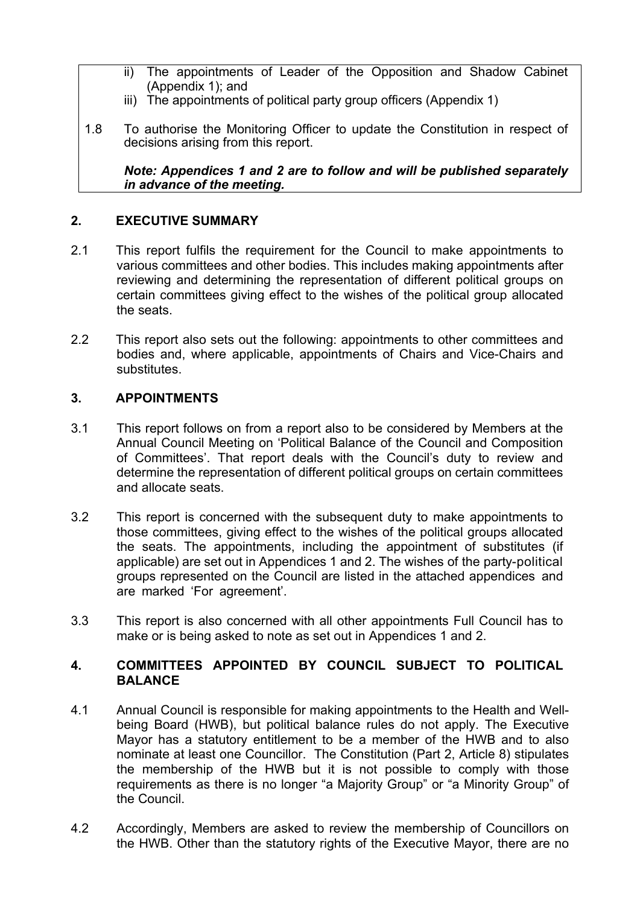ii) The appointments of Leader of the Opposition and Shadow Cabinet (Appendix 1); and

iii) The appointments of political party group officers (Appendix 1)

1.8 To authorise the Monitoring Officer to update the Constitution in respect of decisions arising from this report.

***Note: Appendices 1 and 2 are to follow and will be published separately in advance of the meeting.***

## 2. EXECUTIVE SUMMARY

2.1 This report fulfils the requirement for the Council to make appointments to various committees and other bodies. This includes making appointments after reviewing and determining the representation of different political groups on certain committees giving effect to the wishes of the political group allocated the seats.

2.2 This report also sets out the following: appointments to other committees and bodies and, where applicable, appointments of Chairs and Vice-Chairs and substitutes.

## 3. APPOINTMENTS

3.1 This report follows on from a report also to be considered by Members at the Annual Council Meeting on 'Political Balance of the Council and Composition of Committees'. That report deals with the Council's duty to review and determine the representation of different political groups on certain committees and allocate seats.

3.2 This report is concerned with the subsequent duty to make appointments to those committees, giving effect to the wishes of the political groups allocated the seats. The appointments, including the appointment of substitutes (if applicable) are set out in Appendices 1 and 2. The wishes of the party-political groups represented on the Council are listed in the attached appendices and are marked 'For agreement'.

3.3 This report is also concerned with all other appointments Full Council has to make or is being asked to note as set out in Appendices 1 and 2.

## 4. COMMITTEES APPOINTED BY COUNCIL SUBJECT TO POLITICAL BALANCE

4.1 Annual Council is responsible for making appointments to the Health and Well-being Board (HWB), but political balance rules do not apply. The Executive Mayor has a statutory entitlement to be a member of the HWB and to also nominate at least one Councillor. The Constitution (Part 2, Article 8) stipulates the membership of the HWB but it is not possible to comply with those requirements as there is no longer "a Majority Group" or "a Minority Group" of the Council.

4.2 Accordingly, Members are asked to review the membership of Councillors on the HWB. Other than the statutory rights of the Executive Mayor, there are no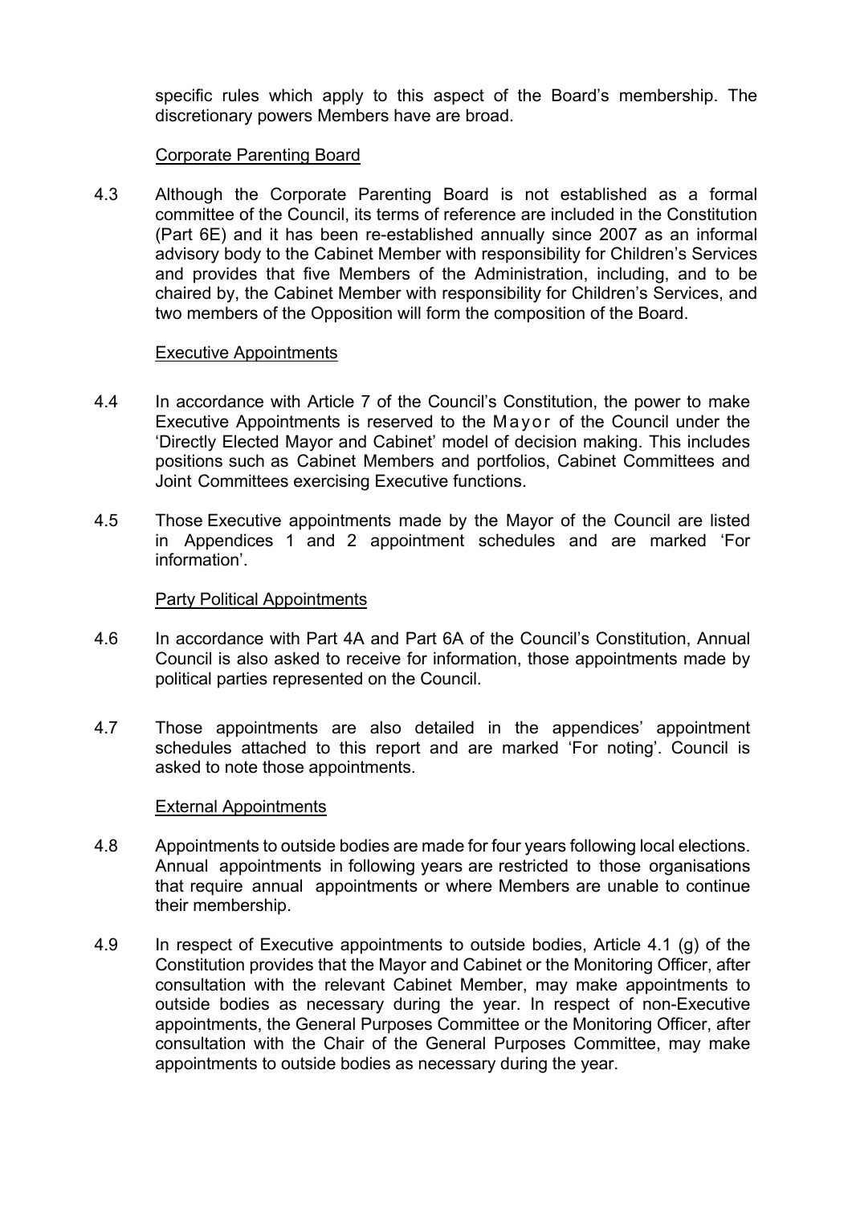specific rules which apply to this aspect of the Board's membership. The discretionary powers Members have are broad.

<u>Corporate Parenting Board</u>

4.3 Although the Corporate Parenting Board is not established as a formal committee of the Council, its terms of reference are included in the Constitution (Part 6E) and it has been re-established annually since 2007 as an informal advisory body to the Cabinet Member with responsibility for Children's Services and provides that five Members of the Administration, including, and to be chaired by, the Cabinet Member with responsibility for Children's Services, and two members of the Opposition will form the composition of the Board.

<u>Executive Appointments</u>

4.4 In accordance with Article 7 of the Council's Constitution, the power to make Executive Appointments is reserved to the Mayor of the Council under the 'Directly Elected Mayor and Cabinet' model of decision making. This includes positions such as Cabinet Members and portfolios, Cabinet Committees and Joint Committees exercising Executive functions.

4.5 Those Executive appointments made by the Mayor of the Council are listed in Appendices 1 and 2 appointment schedules and are marked 'For information'.

<u>Party Political Appointments</u>

4.6 In accordance with Part 4A and Part 6A of the Council's Constitution, Annual Council is also asked to receive for information, those appointments made by political parties represented on the Council.

4.7 Those appointments are also detailed in the appendices' appointment schedules attached to this report and are marked 'For noting'. Council is asked to note those appointments.

<u>External Appointments</u>

4.8 Appointments to outside bodies are made for four years following local elections. Annual appointments in following years are restricted to those organisations that require annual appointments or where Members are unable to continue their membership.

4.9 In respect of Executive appointments to outside bodies, Article 4.1 (g) of the Constitution provides that the Mayor and Cabinet or the Monitoring Officer, after consultation with the relevant Cabinet Member, may make appointments to outside bodies as necessary during the year. In respect of non-Executive appointments, the General Purposes Committee or the Monitoring Officer, after consultation with the Chair of the General Purposes Committee, may make appointments to outside bodies as necessary during the year.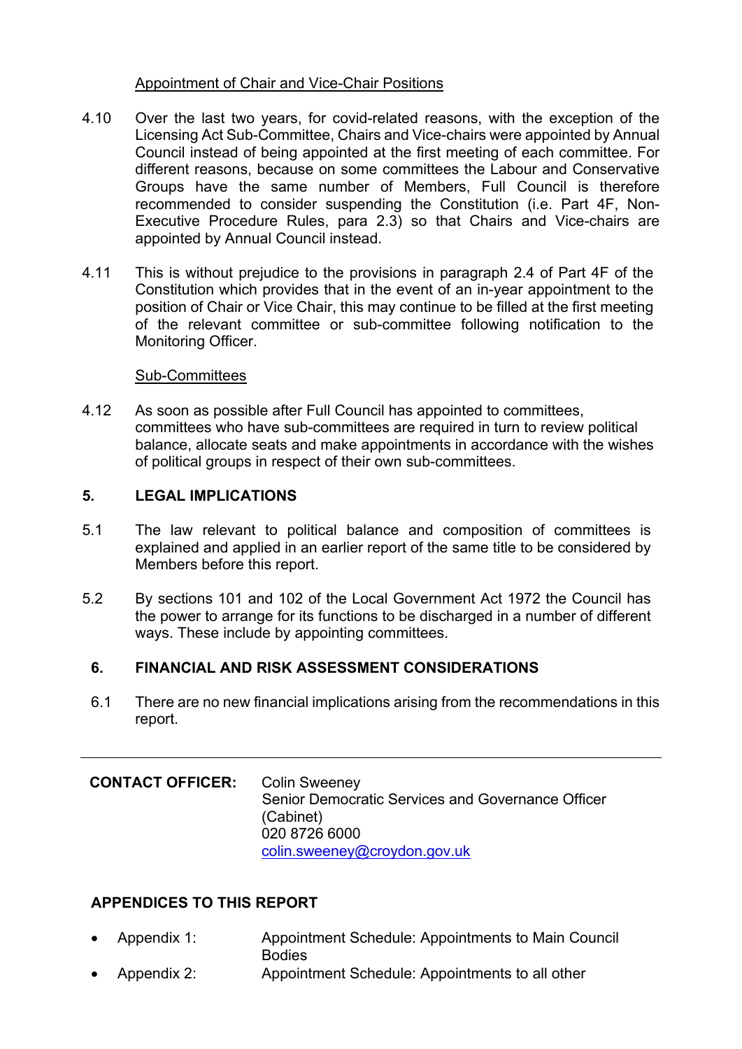Appointment of Chair and Vice-Chair Positions

4.10 Over the last two years, for covid-related reasons, with the exception of the Licensing Act Sub-Committee, Chairs and Vice-chairs were appointed by Annual Council instead of being appointed at the first meeting of each committee. For different reasons, because on some committees the Labour and Conservative Groups have the same number of Members, Full Council is therefore recommended to consider suspending the Constitution (i.e. Part 4F, Non-Executive Procedure Rules, para 2.3) so that Chairs and Vice-chairs are appointed by Annual Council instead.

4.11 This is without prejudice to the provisions in paragraph 2.4 of Part 4F of the Constitution which provides that in the event of an in-year appointment to the position of Chair or Vice Chair, this may continue to be filled at the first meeting of the relevant committee or sub-committee following notification to the Monitoring Officer.

Sub-Committees

4.12 As soon as possible after Full Council has appointed to committees, committees who have sub-committees are required in turn to review political balance, allocate seats and make appointments in accordance with the wishes of political groups in respect of their own sub-committees.

## 5. LEGAL IMPLICATIONS

5.1 The law relevant to political balance and composition of committees is explained and applied in an earlier report of the same title to be considered by Members before this report.

5.2 By sections 101 and 102 of the Local Government Act 1972 the Council has the power to arrange for its functions to be discharged in a number of different ways. These include by appointing committees.

## 6. FINANCIAL AND RISK ASSESSMENT CONSIDERATIONS

6.1 There are no new financial implications arising from the recommendations in this report.

---

**CONTACT OFFICER:** Colin Sweeney
Senior Democratic Services and Governance Officer (Cabinet)
020 8726 6000
colin.sweeney@croydon.gov.uk

**APPENDICES TO THIS REPORT**

- Appendix 1: Appointment Schedule: Appointments to Main Council Bodies
- Appendix 2: Appointment Schedule: Appointments to all other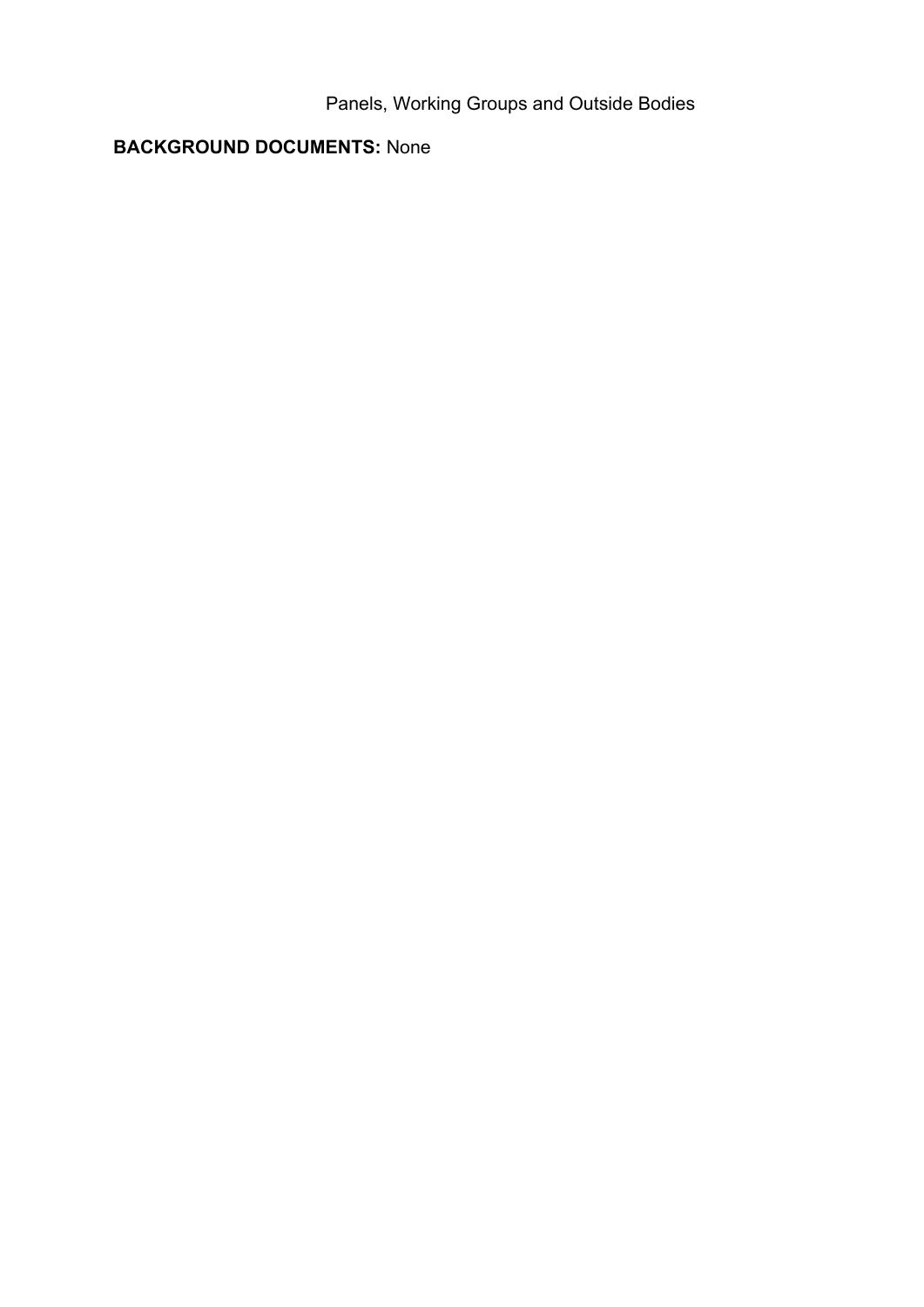Panels, Working Groups and Outside Bodies

**BACKGROUND DOCUMENTS:** None